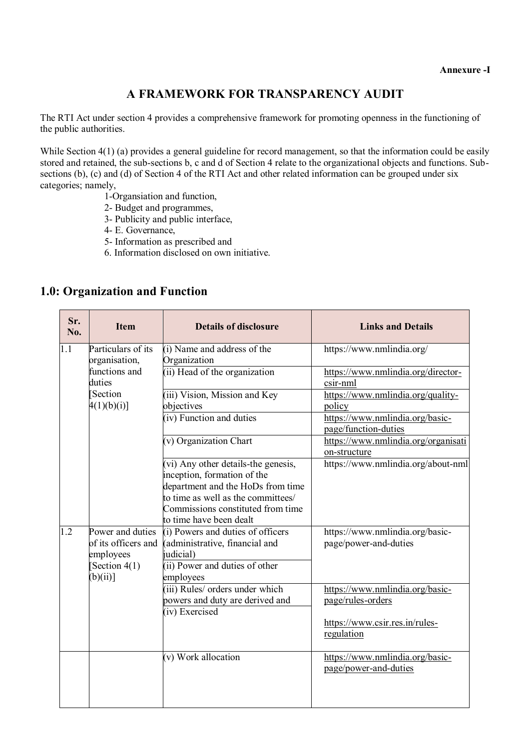**Annexure -I**

# A FRAMEWORK FOR TRANSPARENCY AUDIT

The RTI Act under section 4 provides a comprehensive framework for promoting openness in the functioning of the public authorities.

While Section 4(1) (a) provides a general guideline for record management, so that the information could be easily stored and retained, the sub-sections b, c and d of Section 4 relate to the organizational objects and functions. Sub-sections (b), (c) and (d) of Section 4 of the RTI Act and other related information can be grouped under six categories; namely,

1-Organsiation and function,
2- Budget and programmes,
3- Publicity and public interface,
4- E. Governance,
5- Information as prescribed and
6. Information disclosed on own initiative.

## 1.0: Organization and Function

| Sr. No. | Item | Details of disclosure | Links and Details |
|---|---|---|---|
| 1.1 | Particulars of its organisation, functions and duties [Section 4(1)(b)(i)] | (i) Name and address of the Organization | https://www.nmlindia.org/ |
| | | (ii) Head of the organization | https://www.nmlindia.org/director-csir-nml |
| | | (iii) Vision, Mission and Key objectives | https://www.nmlindia.org/quality-policy |
| | | (iv) Function and duties | https://www.nmlindia.org/basic-page/function-duties |
| | | (v) Organization Chart | https://www.nmlindia.org/organisation-structure |
| | | (vi) Any other details-the genesis, inception, formation of the department and the HoDs from time to time as well as the committees/ Commissions constituted from time to time have been dealt | https://www.nmlindia.org/about-nml |
| 1.2 | Power and duties of its officers and employees [Section 4(1)(b)(ii)] | (i) Powers and duties of officers (administrative, financial and judicial) | https://www.nmlindia.org/basic-page/power-and-duties |
| | | (ii) Power and duties of other employees | |
| | | (iii) Rules/ orders under which powers and duty are derived and | https://www.nmlindia.org/basic-page/rules-orders<br><br>https://www.csir.res.in/rules-regulation |
| | | (iv) Exercised | |
| | | (v) Work allocation | https://www.nmlindia.org/basic-page/power-and-duties |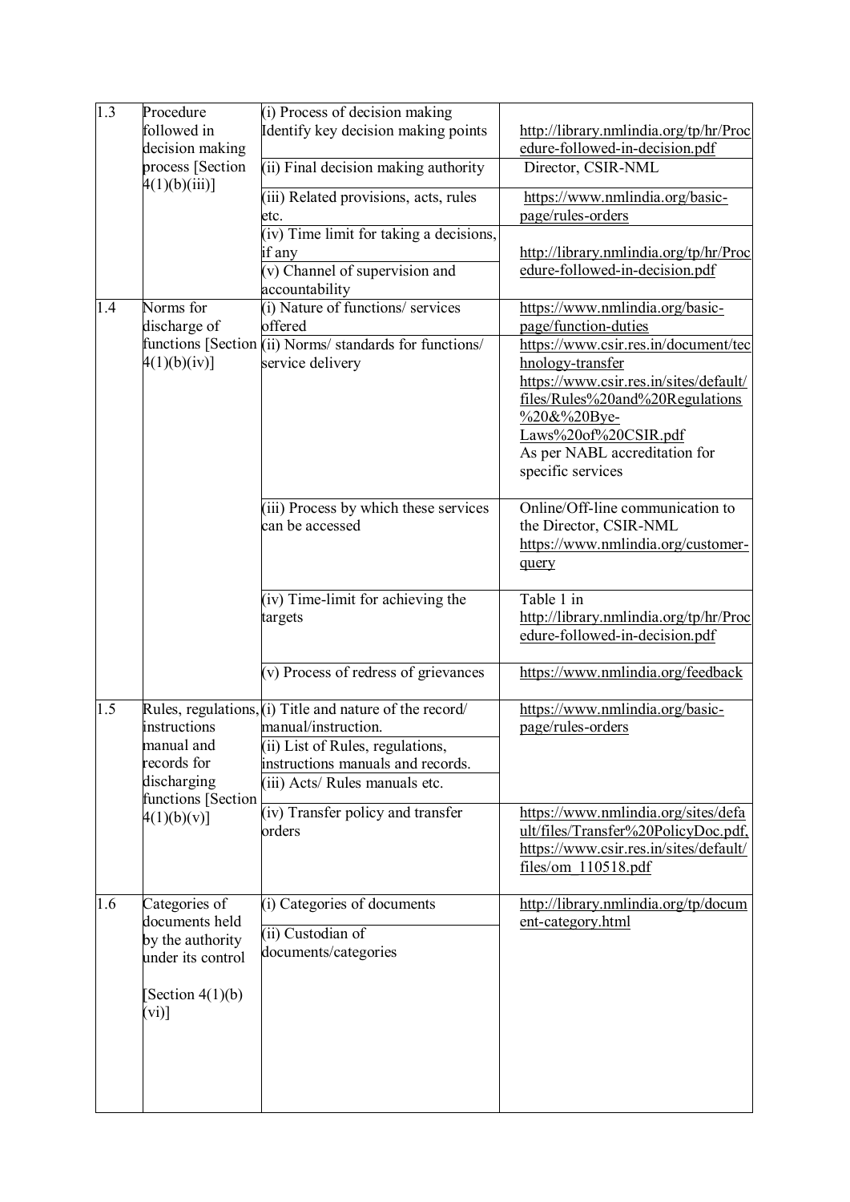| 1.3 | Procedure followed in decision making process [Section 4(1)(b)(iii)] | (i) Process of decision making Identify key decision making points | http://library.nmlindia.org/tp/hr/Procedure-followed-in-decision.pdf |
|---|---|---|---|
| | | (ii) Final decision making authority | Director, CSIR-NML |
| | | (iii) Related provisions, acts, rules etc. | https://www.nmlindia.org/basic-page/rules-orders |
| | | (iv) Time limit for taking a decisions, if any | http://library.nmlindia.org/tp/hr/Procedure-followed-in-decision.pdf |
| | | (v) Channel of supervision and accountability | |
| 1.4 | Norms for discharge of functions [Section 4(1)(b)(iv)] | (i) Nature of functions/ services offered | https://www.nmlindia.org/basic-page/function-duties |
| | | (ii) Norms/ standards for functions/ service delivery | https://www.csir.res.in/document/technology-transfer https://www.csir.res.in/sites/default/files/Rules%20and%20Regulations%20&%20Bye-Laws%20of%20CSIR.pdf As per NABL accreditation for specific services |
| | | (iii) Process by which these services can be accessed | Online/Off-line communication to the Director, CSIR-NML https://www.nmlindia.org/customer-query |
| | | (iv) Time-limit for achieving the targets | Table 1 in http://library.nmlindia.org/tp/hr/Procedure-followed-in-decision.pdf |
| | | (v) Process of redress of grievances | https://www.nmlindia.org/feedback |
| 1.5 | Rules, regulations, instructions manual and records for discharging functions [Section 4(1)(b)(v)] | (i) Title and nature of the record/ manual/instruction. | https://www.nmlindia.org/basic-page/rules-orders |
| | | (ii) List of Rules, regulations, instructions manuals and records. | |
| | | (iii) Acts/ Rules manuals etc. | |
| | | (iv) Transfer policy and transfer orders | https://www.nmlindia.org/sites/default/files/Transfer%20PolicyDoc.pdf, https://www.csir.res.in/sites/default/files/om_110518.pdf |
| 1.6 | Categories of documents held by the authority under its control [Section 4(1)(b)(vi)] | (i) Categories of documents | http://library.nmlindia.org/tp/document-category.html |
| | | (ii) Custodian of documents/categories | |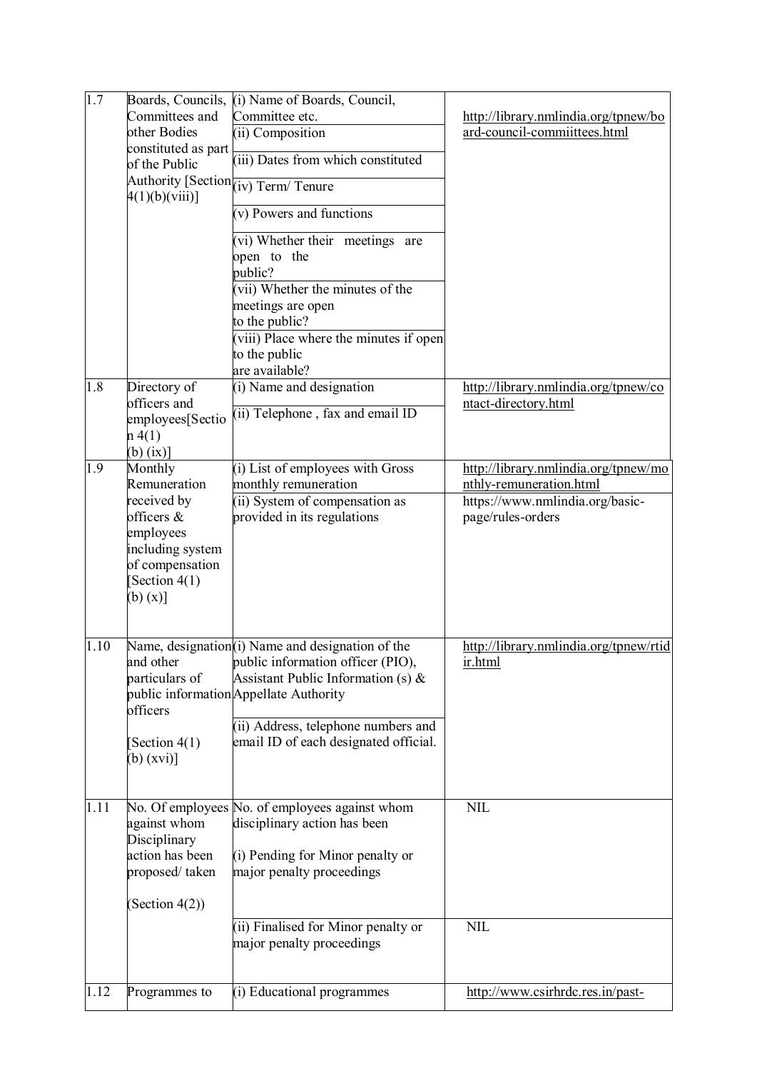| 1.7 | Boards, Councils, Committees and other Bodies constituted as part of the Public Authority [Section 4(1)(b)(viii)] | (i) Name of Boards, Council, Committee etc. | http://library.nmlindia.org/tpnew/board-council-commiittees.html |
|---|---|---|---|
| | | (ii) Composition | |
| | | (iii) Dates from which constituted | |
| | | (iv) Term/ Tenure | |
| | | (v) Powers and functions | |
| | | (vi) Whether their meetings are open to the public? | |
| | | (vii) Whether the minutes of the meetings are open to the public? | |
| | | (viii) Place where the minutes if open to the public are available? | |
| 1.8 | Directory of officers and employees[Section 4(1) (b) (ix)] | (i) Name and designation | http://library.nmlindia.org/tpnew/contact-directory.html |
| | | (ii) Telephone , fax and email ID | |
| 1.9 | Monthly Remuneration received by officers & employees including system of compensation [Section 4(1) (b) (x)] | (i) List of employees with Gross monthly remuneration | http://library.nmlindia.org/tpnew/monthly-remuneration.html |
| | | (ii) System of compensation as provided in its regulations | https://www.nmlindia.org/basic-page/rules-orders |
| 1.10 | Name, designation and other particulars of public information officers [Section 4(1) (b) (xvi)] | (i) Name and designation of the public information officer (PIO), Assistant Public Information (s) & Appellate Authority | http://library.nmlindia.org/tpnew/rtidir.html |
| | | (ii) Address, telephone numbers and email ID of each designated official. | |
| 1.11 | No. Of employees against whom Disciplinary action has been proposed/ taken (Section 4(2)) | No. of employees against whom disciplinary action has been (i) Pending for Minor penalty or major penalty proceedings | NIL |
| | | (ii) Finalised for Minor penalty or major penalty proceedings | NIL |
| 1.12 | Programmes to | (i) Educational programmes | http://www.csirhrdc.res.in/past- |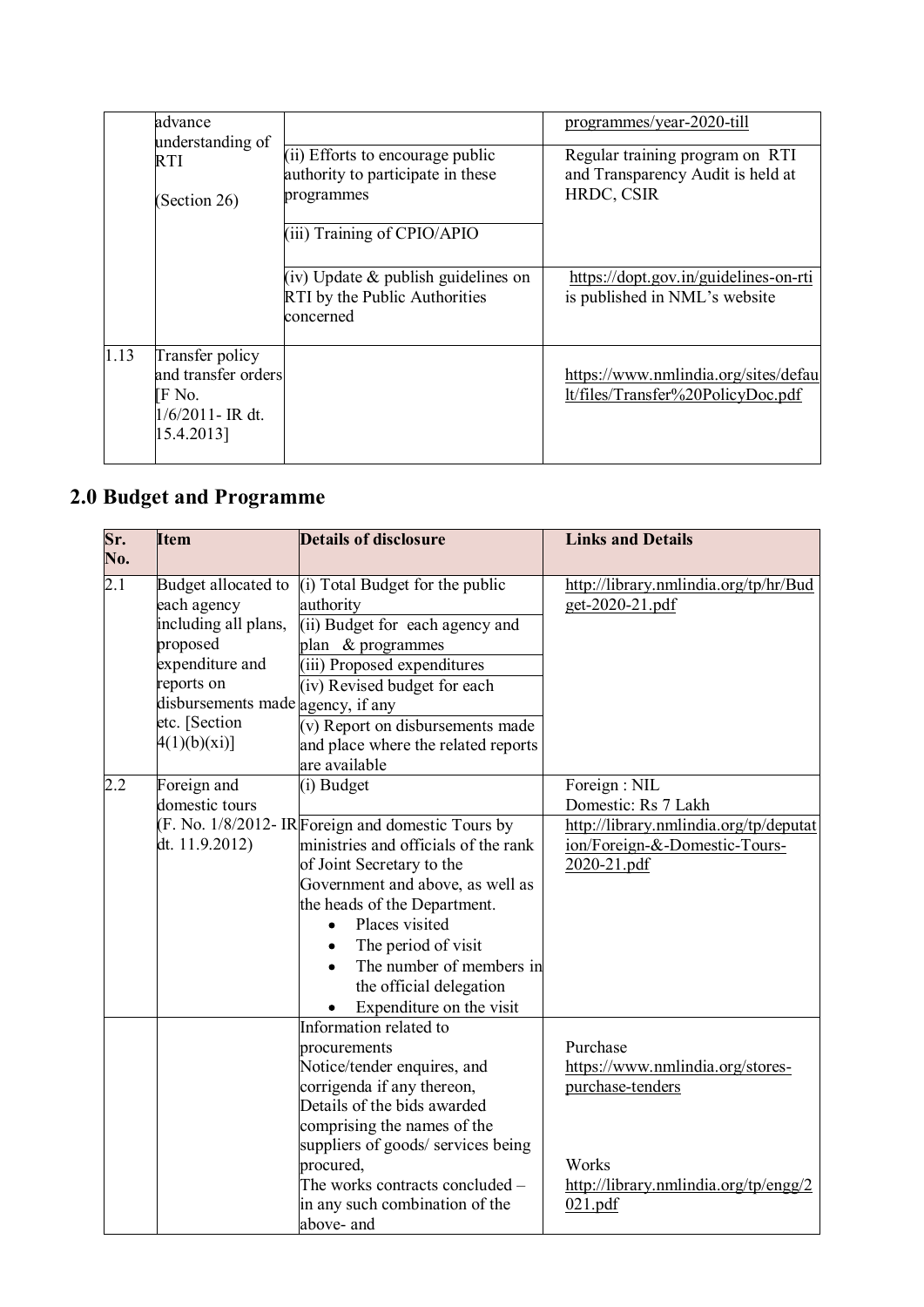|  | advance understanding of RTI<br><br>(Section 26) |  | programmes/year-2020-till |
|---|---|---|---|
|  |  | (ii) Efforts to encourage public authority to participate in these programmes<br><br>(iii) Training of CPIO/APIO | Regular training program on RTI and Transparency Audit is held at HRDC, CSIR |
|  |  | (iv) Update & publish guidelines on RTI by the Public Authorities concerned | https://dopt.gov.in/guidelines-on-rti is published in NML's website |
| 1.13 | Transfer policy and transfer orders [F No. 1/6/2011- IR dt. 15.4.2013] |  | https://www.nmlindia.org/sites/default/files/Transfer%20PolicyDoc.pdf |

## 2.0 Budget and Programme

| Sr. No. | Item | Details of disclosure | Links and Details |
|---|---|---|---|
| 2.1 | Budget allocated to each agency including all plans, proposed expenditure and reports on disbursements made etc. [Section 4(1)(b)(xi)] | (i) Total Budget for the public authority<br>(ii) Budget for each agency and plan & programmes<br>(iii) Proposed expenditures<br>(iv) Revised budget for each agency, if any<br>(v) Report on disbursements made and place where the related reports are available | http://library.nmlindia.org/tp/hr/Budget-2020-21.pdf |
| 2.2 | Foreign and domestic tours (F. No. 1/8/2012- IR dt. 11.9.2012) | (i) Budget | Foreign : NIL<br>Domestic: Rs 7 Lakh |
|  |  | Foreign and domestic Tours by ministries and officials of the rank of Joint Secretary to the Government and above, as well as the heads of the Department.<br>• Places visited<br>• The period of visit<br>• The number of members in the official delegation<br>• Expenditure on the visit | http://library.nmlindia.org/tp/deputation/Foreign-&-Domestic-Tours-2020-21.pdf |
|  |  | Information related to procurements<br>Notice/tender enquires, and corrigenda if any thereon,<br>Details of the bids awarded comprising the names of the suppliers of goods/ services being procured,<br>The works contracts concluded – in any such combination of the above- and | Purchase<br>https://www.nmlindia.org/stores-purchase-tenders<br><br>Works<br>http://library.nmlindia.org/tp/engg/2021.pdf |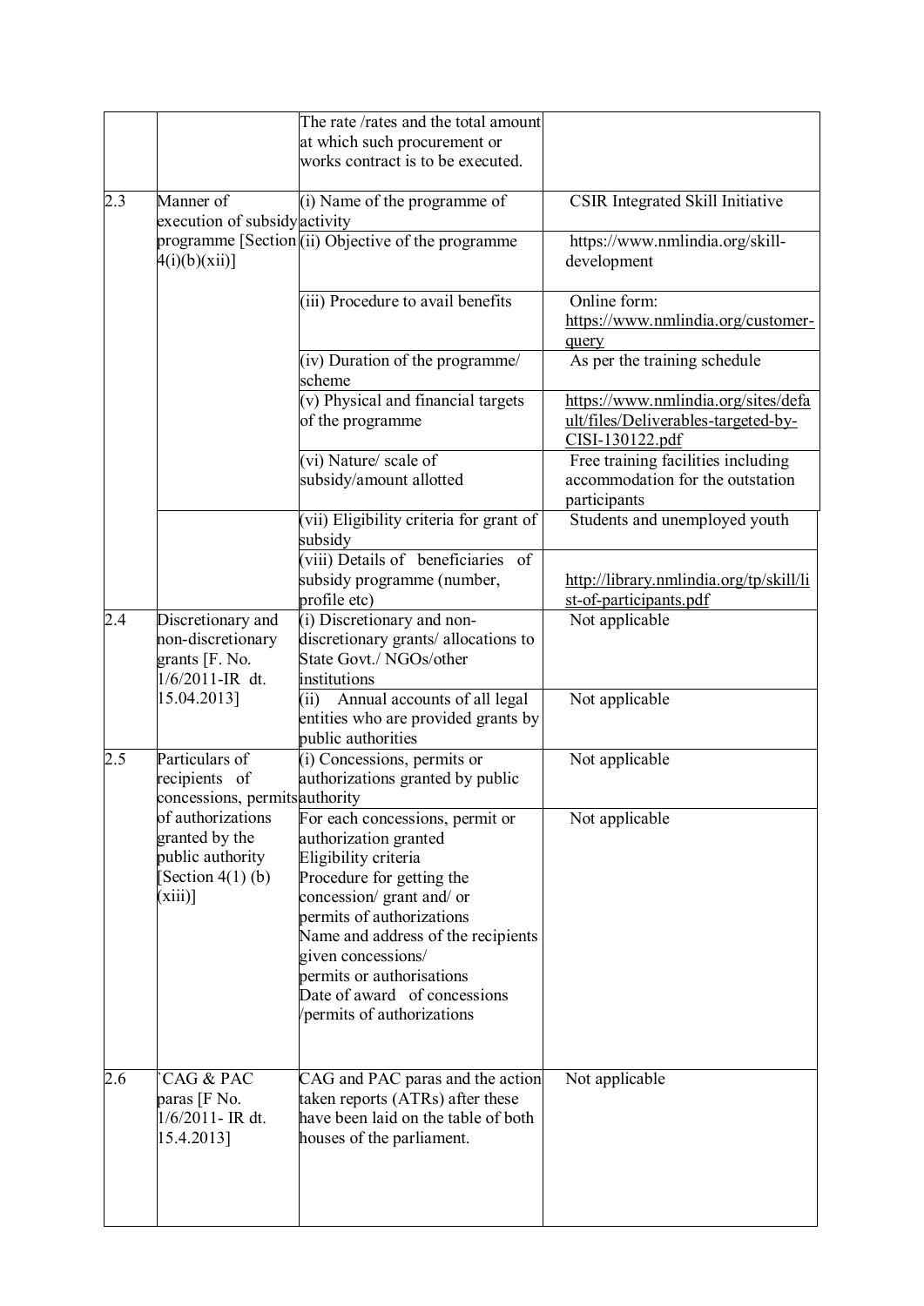| | | | |
|---|---|---|---|
| | | The rate /rates and the total amount at which such procurement or works contract is to be executed. | |
| 2.3 | Manner of execution of subsidy programme [Section 4(i)(b)(xii)] | (i) Name of the programme of activity | CSIR Integrated Skill Initiative |
| | | (ii) Objective of the programme | https://www.nmlindia.org/skill-development |
| | | (iii) Procedure to avail benefits | Online form: https://www.nmlindia.org/customer-query |
| | | (iv) Duration of the programme/ scheme | As per the training schedule |
| | | (v) Physical and financial targets of the programme | https://www.nmlindia.org/sites/default/files/Deliverables-targeted-by-CISI-130122.pdf |
| | | (vi) Nature/ scale of subsidy/amount allotted | Free training facilities including accommodation for the outstation participants |
| | | (vii) Eligibility criteria for grant of subsidy | Students and unemployed youth |
| | | (viii) Details of beneficiaries of subsidy programme (number, profile etc) | http://library.nmlindia.org/tp/skill/list-of-participants.pdf |
| 2.4 | Discretionary and non-discretionary grants [F. No. 1/6/2011-IR dt. 15.04.2013] | (i) Discretionary and non-discretionary grants/ allocations to State Govt./ NGOs/other institutions | Not applicable |
| | | (ii) Annual accounts of all legal entities who are provided grants by public authorities | Not applicable |
| 2.5 | Particulars of recipients of concessions, permits of authorizations granted by the public authority [Section 4(1) (b) (xiii)] | (i) Concessions, permits or authorizations granted by public authority | Not applicable |
| | | For each concessions, permit or authorization granted<br>Eligibility criteria<br>Procedure for getting the concession/ grant and/ or permits of authorizations<br>Name and address of the recipients given concessions/ permits or authorisations<br>Date of award of concessions /permits of authorizations | Not applicable |
| 2.6 | `CAG & PAC paras [F No. 1/6/2011- IR dt. 15.4.2013] | CAG and PAC paras and the action taken reports (ATRs) after these have been laid on the table of both houses of the parliament. | Not applicable |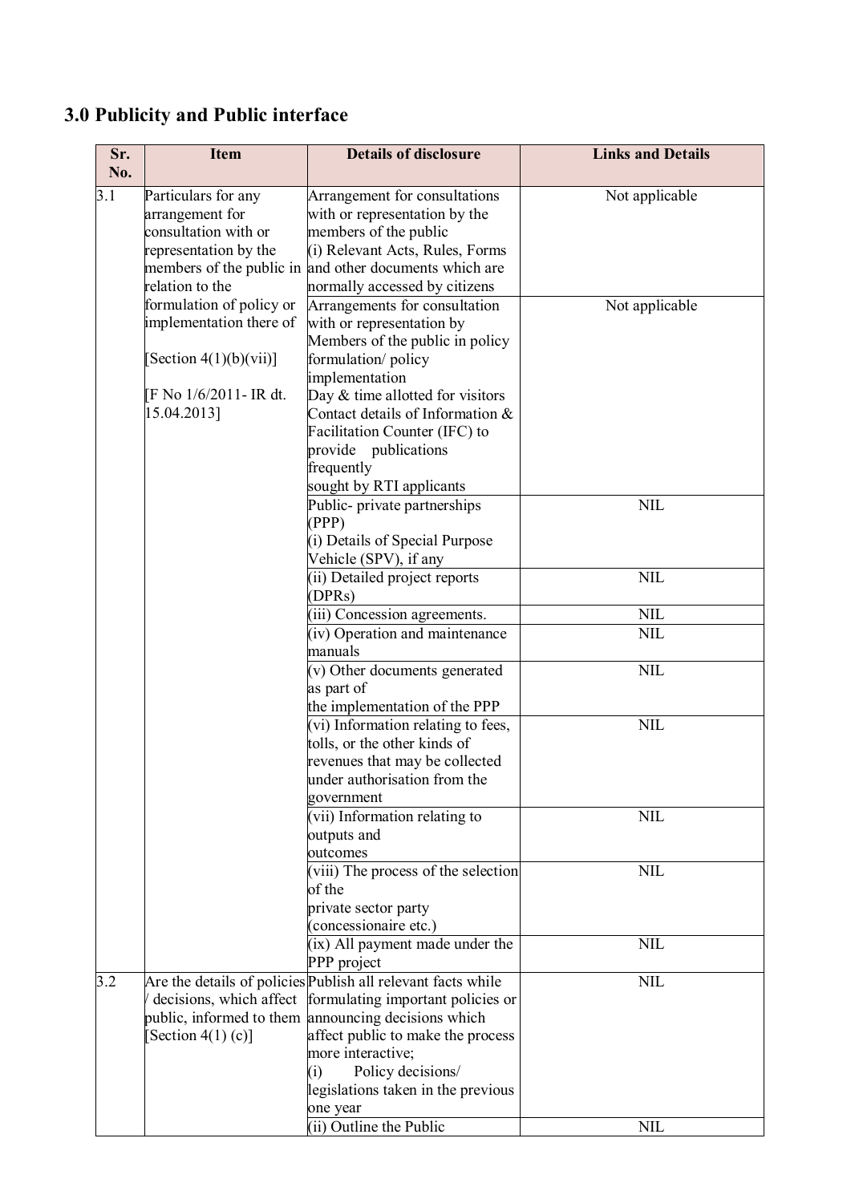## 3.0 Publicity and Public interface

| Sr. No. | Item | Details of disclosure | Links and Details |
|---|---|---|---|
| 3.1 | Particulars for any arrangement for consultation with or representation by the members of the public in relation to the formulation of policy or implementation there of [Section 4(1)(b)(vii)] [F No 1/6/2011- IR dt. 15.04.2013] | Arrangement for consultations with or representation by the members of the public (i) Relevant Acts, Rules, Forms and other documents which are normally accessed by citizens | Not applicable |
| | | Arrangements for consultation with or representation by Members of the public in policy formulation/ policy implementation Day & time allotted for visitors Contact details of Information & Facilitation Counter (IFC) to provide publications frequently sought by RTI applicants | Not applicable |
| | | Public- private partnerships (PPP) (i) Details of Special Purpose Vehicle (SPV), if any | NIL |
| | | (ii) Detailed project reports (DPRs) | NIL |
| | | (iii) Concession agreements. | NIL |
| | | (iv) Operation and maintenance manuals | NIL |
| | | (v) Other documents generated as part of the implementation of the PPP | NIL |
| | | (vi) Information relating to fees, tolls, or the other kinds of revenues that may be collected under authorisation from the government | NIL |
| | | (vii) Information relating to outputs and outcomes | NIL |
| | | (viii) The process of the selection of the private sector party (concessionaire etc.) | NIL |
| | | (ix) All payment made under the PPP project | NIL |
| 3.2 | Are the details of policies / decisions, which affect public, informed to them [Section 4(1) (c)] | Publish all relevant facts while formulating important policies or announcing decisions which affect public to make the process more interactive; (i) Policy decisions/ legislations taken in the previous one year | NIL |
| | | (ii) Outline the Public | NIL |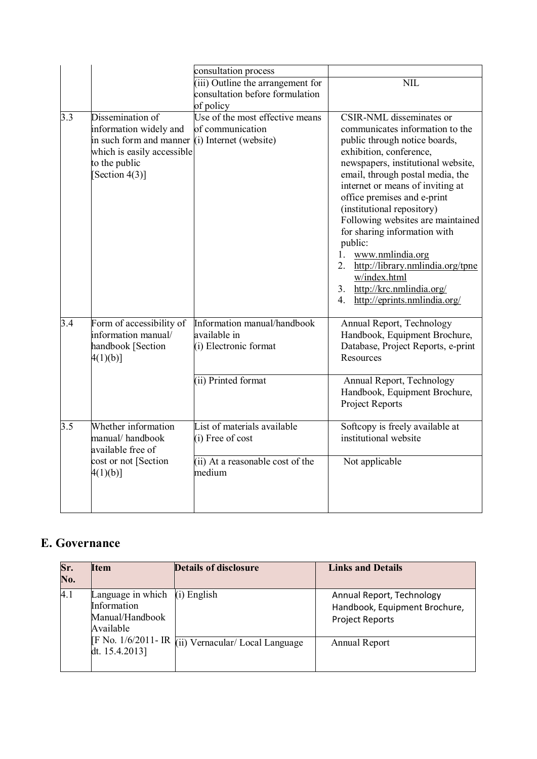|  |  | consultation process |  |
|---|---|---|---|
|  |  | (iii) Outline the arrangement for consultation before formulation of policy | NIL |
| 3.3 | Dissemination of information widely and in such form and manner which is easily accessible to the public [Section 4(3)] | Use of the most effective means of communication (i) Internet (website) | CSIR-NML disseminates or communicates information to the public through notice boards, exhibition, conference, newspapers, institutional website, email, through postal media, the internet or means of inviting at office premises and e-print (institutional repository) Following websites are maintained for sharing information with public: 1. www.nmlindia.org 2. http://library.nmlindia.org/tpnew/index.html 3. http://krc.nmlindia.org/ 4. http://eprints.nmlindia.org/ |
| 3.4 | Form of accessibility of information manual/ handbook [Section 4(1)(b)] | Information manual/handbook available in (i) Electronic format | Annual Report, Technology Handbook, Equipment Brochure, Database, Project Reports, e-print Resources |
|  |  | (ii) Printed format | Annual Report, Technology Handbook, Equipment Brochure, Project Reports |
| 3.5 | Whether information manual/ handbook available free of cost or not [Section 4(1)(b)] | List of materials available (i) Free of cost | Softcopy is freely available at institutional website |
|  |  | (ii) At a reasonable cost of the medium | Not applicable |

## E. Governance

| Sr. No. | Item | Details of disclosure | Links and Details |
|---|---|---|---|
| 4.1 | Language in which Information Manual/Handbook Available [F No. 1/6/2011- IR dt. 15.4.2013] | (i) English | Annual Report, Technology Handbook, Equipment Brochure, Project Reports |
|  |  | (ii) Vernacular/ Local Language | Annual Report |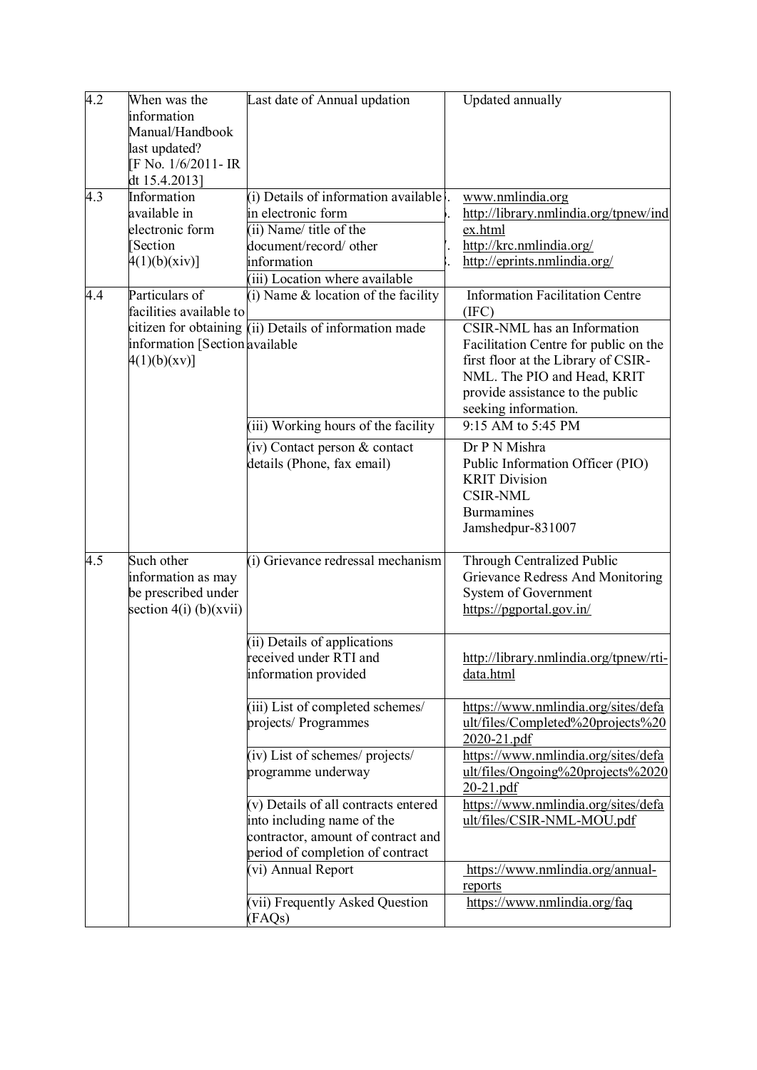| 4.2 | When was the information Manual/Handbook last updated? [F No. 1/6/2011- IR dt 15.4.2013] | Last date of Annual updation | Updated annually |
|---|---|---|---|
| 4.3 | Information available in electronic form [Section 4(1)(b)(xiv)] | (i) Details of information available in electronic form<br>(ii) Name/ title of the document/record/ other information<br>(iii) Location where available | www.nmlindia.org<br>http://library.nmlindia.org/tpnew/index.html<br>http://krc.nmlindia.org/<br>http://eprints.nmlindia.org/ |
| 4.4 | Particulars of facilities available to citizen for obtaining information [Section 4(1)(b)(xv)] | (i) Name & location of the facility | Information Facilitation Centre (IFC) |
| | | (ii) Details of information made available | CSIR-NML has an Information Facilitation Centre for public on the first floor at the Library of CSIR-NML. The PIO and Head, KRIT provide assistance to the public seeking information. |
| | | (iii) Working hours of the facility | 9:15 AM to 5:45 PM |
| | | (iv) Contact person & contact details (Phone, fax email) | Dr P N Mishra<br>Public Information Officer (PIO)<br>KRIT Division<br>CSIR-NML<br>Burmamines<br>Jamshedpur-831007 |
| 4.5 | Such other information as may be prescribed under section 4(i) (b)(xvii) | (i) Grievance redressal mechanism | Through Centralized Public Grievance Redress And Monitoring System of Government<br>https://pgportal.gov.in/ |
| | | (ii) Details of applications received under RTI and information provided | http://library.nmlindia.org/tpnew/rti-data.html |
| | | (iii) List of completed schemes/ projects/ Programmes | https://www.nmlindia.org/sites/default/files/Completed%20projects%202020-21.pdf |
| | | (iv) List of schemes/ projects/ programme underway | https://www.nmlindia.org/sites/default/files/Ongoing%20projects%202020-21.pdf |
| | | (v) Details of all contracts entered into including name of the contractor, amount of contract and period of completion of contract | https://www.nmlindia.org/sites/default/files/CSIR-NML-MOU.pdf |
| | | (vi) Annual Report | https://www.nmlindia.org/annual-reports |
| | | (vii) Frequently Asked Question (FAQs) | https://www.nmlindia.org/faq |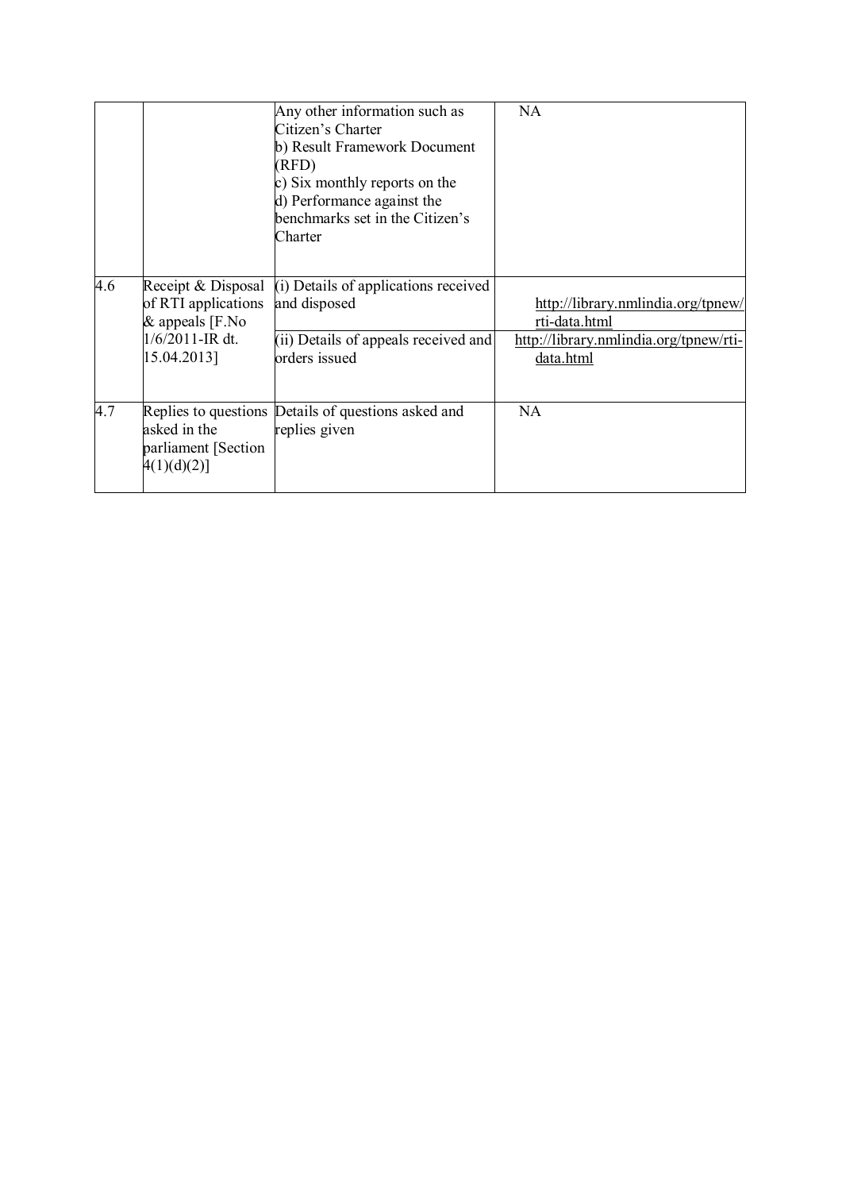| | | | |
|---|---|---|---|
| | | Any other information such as Citizen's Charter<br>b) Result Framework Document (RFD)<br>c) Six monthly reports on the<br>d) Performance against the benchmarks set in the Citizen's Charter | NA |
| 4.6 | Receipt & Disposal of RTI applications & appeals [F.No 1/6/2011-IR dt. 15.04.2013] | (i) Details of applications received and disposed | http://library.nmlindia.org/tpnew/rti-data.html |
| | | (ii) Details of appeals received and orders issued | http://library.nmlindia.org/tpnew/rti-data.html |
| 4.7 | Replies to questions asked in the parliament [Section 4(1)(d)(2)] | Details of questions asked and replies given | NA |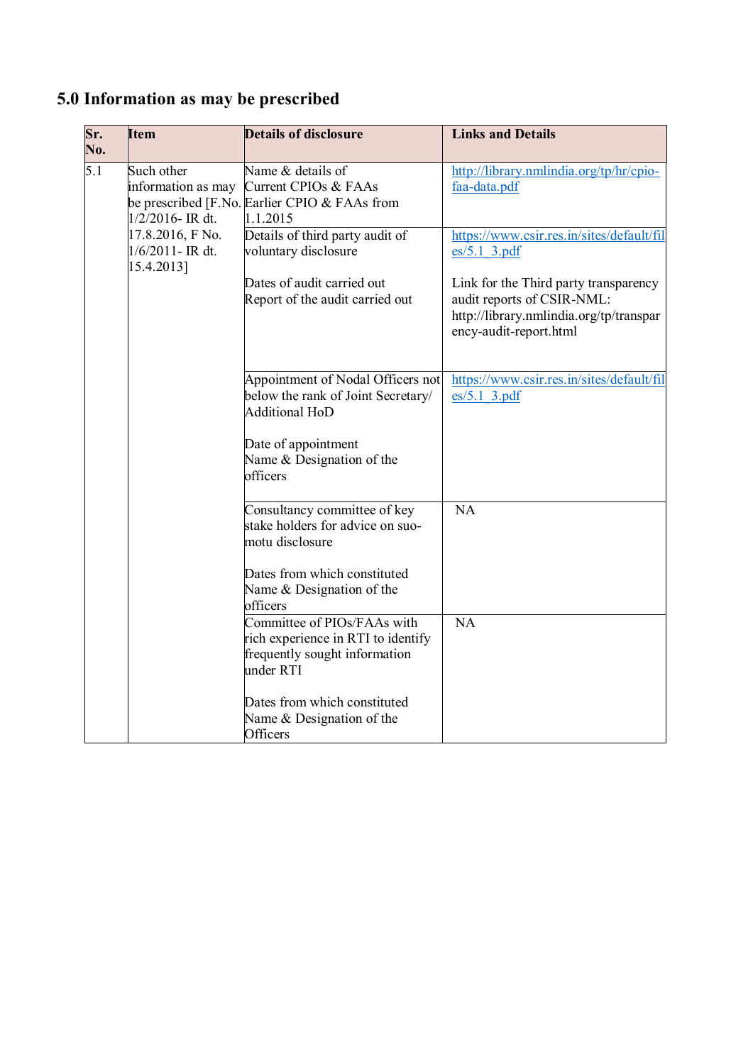## 5.0 Information as may be prescribed

| Sr. No. | Item | Details of disclosure | Links and Details |
|---|---|---|---|
| 5.1 | Such other information as may be prescribed [F.No. 1/2/2016- IR dt. 17.8.2016, F No. 1/6/2011- IR dt. 15.4.2013] | Name & details of Current CPIOs & FAAs Earlier CPIO & FAAs from 1.1.2015 | http://library.nmlindia.org/tp/hr/cpio-faa-data.pdf |
| | | Details of third party audit of voluntary disclosure<br><br>Dates of audit carried out<br>Report of the audit carried out | https://www.csir.res.in/sites/default/files/5.1_3.pdf<br><br>Link for the Third party transparency audit reports of CSIR-NML: http://library.nmlindia.org/tp/transparency-audit-report.html |
| | | Appointment of Nodal Officers not below the rank of Joint Secretary/ Additional HoD<br><br>Date of appointment<br>Name & Designation of the officers | https://www.csir.res.in/sites/default/files/5.1_3.pdf |
| | | Consultancy committee of key stake holders for advice on suo-motu disclosure<br><br>Dates from which constituted<br>Name & Designation of the officers | NA |
| | | Committee of PIOs/FAAs with rich experience in RTI to identify frequently sought information under RTI<br><br>Dates from which constituted<br>Name & Designation of the Officers | NA |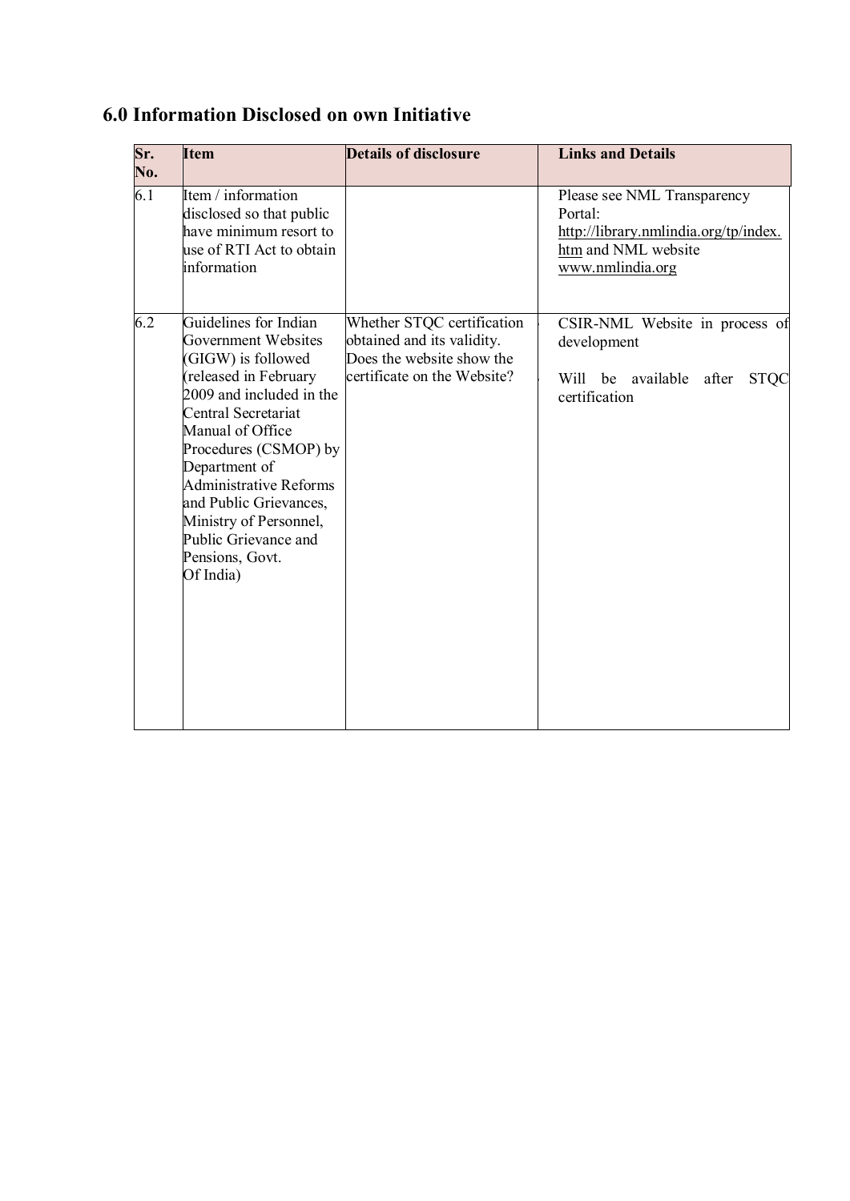## 6.0 Information Disclosed on own Initiative

| Sr. No. | Item | Details of disclosure | Links and Details |
|---|---|---|---|
| 6.1 | Item / information disclosed so that public have minimum resort to use of RTI Act to obtain information | | Please see NML Transparency Portal: http://library.nmlindia.org/tp/index.htm and NML website www.nmlindia.org |
| 6.2 | Guidelines for Indian Government Websites (GIGW) is followed (released in February 2009 and included in the Central Secretariat Manual of Office Procedures (CSMOP) by Department of Administrative Reforms and Public Grievances, Ministry of Personnel, Public Grievance and Pensions, Govt. Of India) | Whether STQC certification obtained and its validity. Does the website show the certificate on the Website? | CSIR-NML Website in process of development<br><br>Will be available after STQC certification |